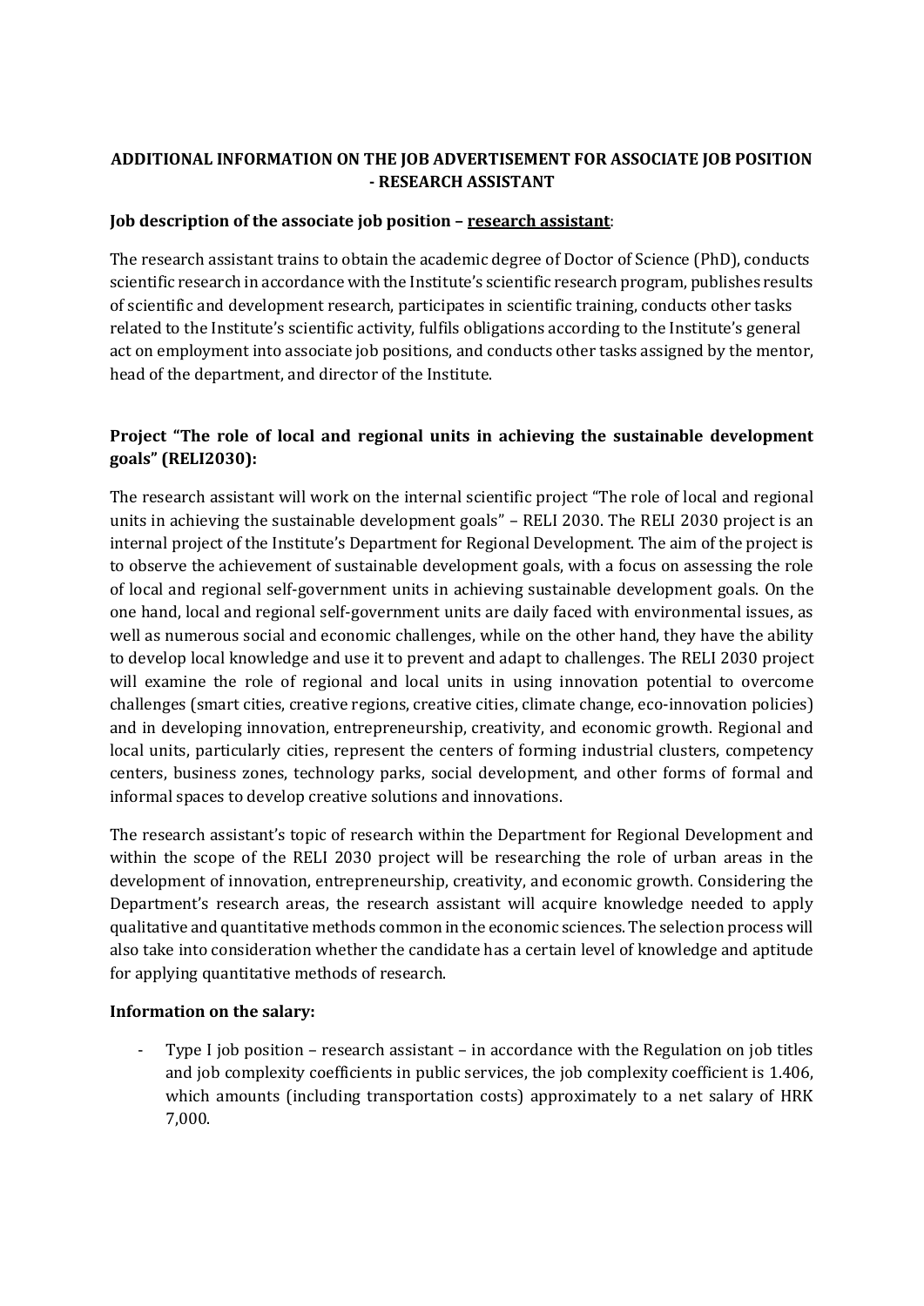## ADDITIONAL INFORMATION ON THE JOB ADVERTISEMENT FOR ASSOCIATE JOB POSITION - RESEARCH ASSISTANT

**Job description of the associate job position – research assistant:**

The research assistant trains to obtain the academic degree of Doctor of Science (PhD), conducts scientific research in accordance with the Institute's scientific research program, publishes results of scientific and development research, participates in scientific training, conducts other tasks related to the Institute's scientific activity, fulfils obligations according to the Institute's general act on employment into associate job positions, and conducts other tasks assigned by the mentor, head of the department, and director of the Institute.

**Project "The role of local and regional units in achieving the sustainable development goals" (RELI2030):**

The research assistant will work on the internal scientific project "The role of local and regional units in achieving the sustainable development goals" – RELI 2030. The RELI 2030 project is an internal project of the Institute's Department for Regional Development. The aim of the project is to observe the achievement of sustainable development goals, with a focus on assessing the role of local and regional self-government units in achieving sustainable development goals. On the one hand, local and regional self-government units are daily faced with environmental issues, as well as numerous social and economic challenges, while on the other hand, they have the ability to develop local knowledge and use it to prevent and adapt to challenges. The RELI 2030 project will examine the role of regional and local units in using innovation potential to overcome challenges (smart cities, creative regions, creative cities, climate change, eco-innovation policies) and in developing innovation, entrepreneurship, creativity, and economic growth. Regional and local units, particularly cities, represent the centers of forming industrial clusters, competency centers, business zones, technology parks, social development, and other forms of formal and informal spaces to develop creative solutions and innovations.

The research assistant's topic of research within the Department for Regional Development and within the scope of the RELI 2030 project will be researching the role of urban areas in the development of innovation, entrepreneurship, creativity, and economic growth. Considering the Department's research areas, the research assistant will acquire knowledge needed to apply qualitative and quantitative methods common in the economic sciences. The selection process will also take into consideration whether the candidate has a certain level of knowledge and aptitude for applying quantitative methods of research.

**Information on the salary:**

- Type I job position – research assistant – in accordance with the Regulation on job titles and job complexity coefficients in public services, the job complexity coefficient is 1.406, which amounts (including transportation costs) approximately to a net salary of HRK 7,000.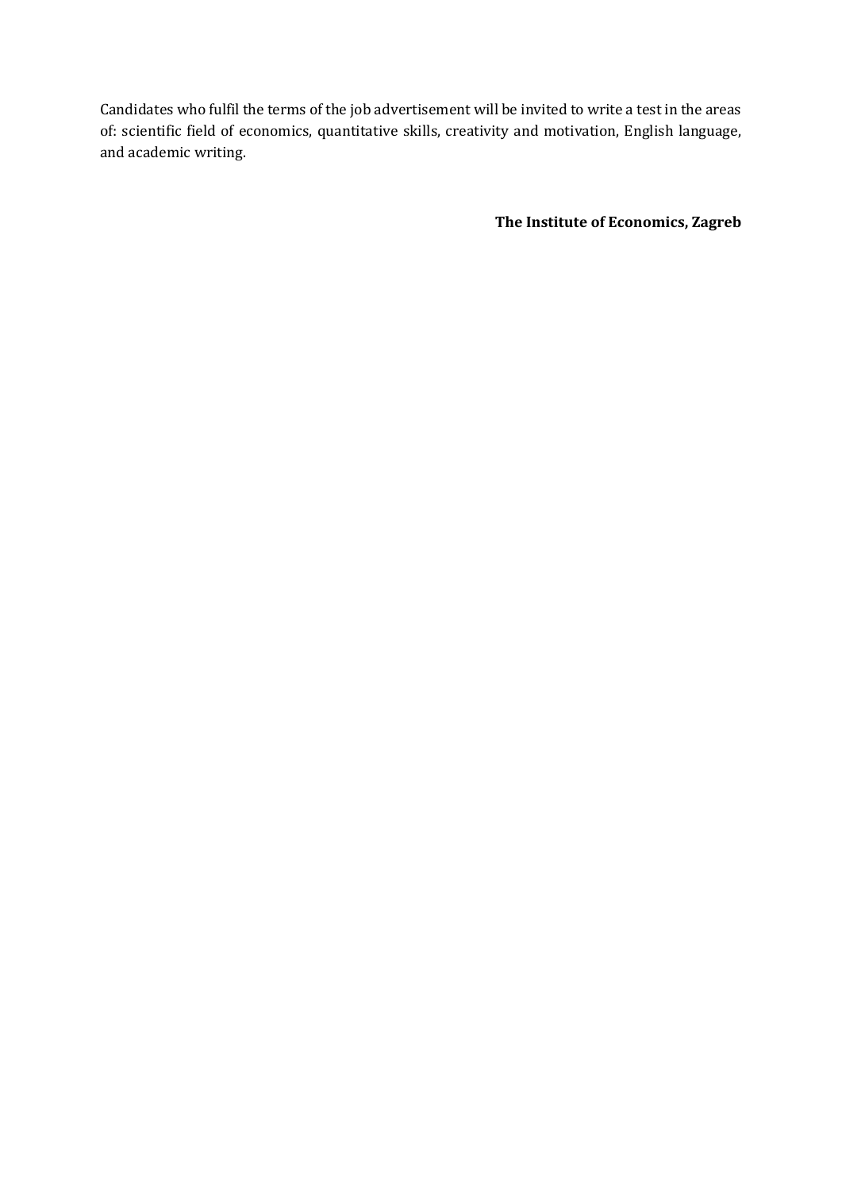Candidates who fulfil the terms of the job advertisement will be invited to write a test in the areas of: scientific field of economics, quantitative skills, creativity and motivation, English language, and academic writing.

**The Institute of Economics, Zagreb**